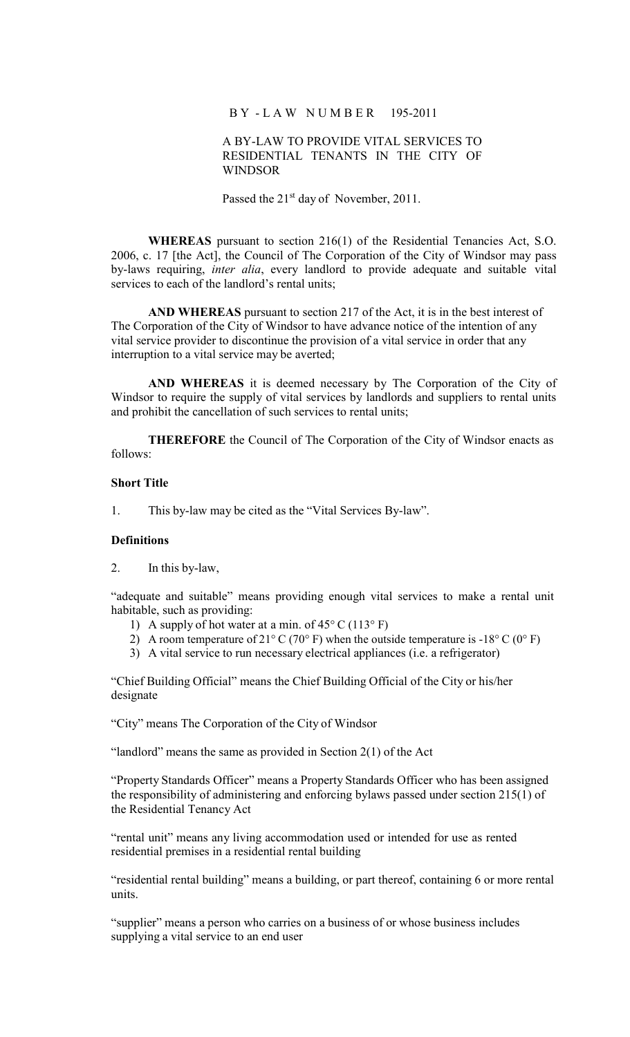# BY-LAW NUMBER 195-2011

## A BY-LAW TO PROVIDE VITAL SERVICES TO RESIDENTIAL TENANTS IN THE CITY OF WINDSOR

Passed the 21st day of November, 2011.

**WHEREAS** pursuant to section 216(1) of the Residential Tenancies Act, S.O. 2006, c. 17 [the Act], the Council of The Corporation of the City of Windsor may pass by-laws requiring, *inter alia*, every landlord to provide adequate and suitable vital services to each of the landlord's rental units;

**AND WHEREAS** pursuant to section 217 of the Act, it is in the best interest of The Corporation of the City of Windsor to have advance notice of the intention of any vital service provider to discontinue the provision of a vital service in order that any interruption to a vital service may be averted;

**AND WHEREAS** it is deemed necessary by The Corporation of the City of Windsor to require the supply of vital services by landlords and suppliers to rental units and prohibit the cancellation of such services to rental units;

**THEREFORE** the Council of The Corporation of the City of Windsor enacts as follows:

**Short Title**

1. This by-law may be cited as the "Vital Services By-law".

**Definitions**

2. In this by-law,

"adequate and suitable" means providing enough vital services to make a rental unit habitable, such as providing:

1) A supply of hot water at a min. of 45° C (113° F)
2) A room temperature of 21° C (70° F) when the outside temperature is -18° C (0° F)
3) A vital service to run necessary electrical appliances (i.e. a refrigerator)

"Chief Building Official" means the Chief Building Official of the City or his/her designate

"City" means The Corporation of the City of Windsor

"landlord" means the same as provided in Section 2(1) of the Act

"Property Standards Officer" means a Property Standards Officer who has been assigned the responsibility of administering and enforcing bylaws passed under section 215(1) of the Residential Tenancy Act

"rental unit" means any living accommodation used or intended for use as rented residential premises in a residential rental building

"residential rental building" means a building, or part thereof, containing 6 or more rental units.

"supplier" means a person who carries on a business of or whose business includes supplying a vital service to an end user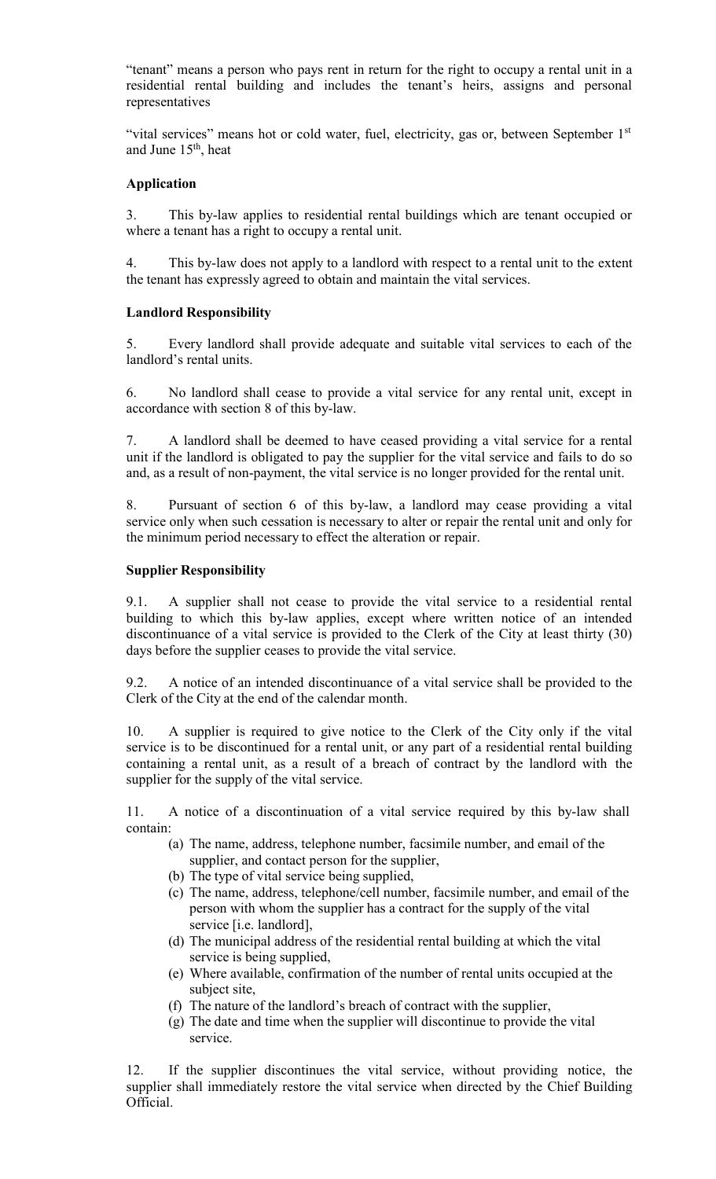"tenant" means a person who pays rent in return for the right to occupy a rental unit in a residential rental building and includes the tenant's heirs, assigns and personal representatives

"vital services" means hot or cold water, fuel, electricity, gas or, between September 1st and June 15th, heat

**Application**

3. This by-law applies to residential rental buildings which are tenant occupied or where a tenant has a right to occupy a rental unit.

4. This by-law does not apply to a landlord with respect to a rental unit to the extent the tenant has expressly agreed to obtain and maintain the vital services.

**Landlord Responsibility**

5. Every landlord shall provide adequate and suitable vital services to each of the landlord's rental units.

6. No landlord shall cease to provide a vital service for any rental unit, except in accordance with section 8 of this by-law.

7. A landlord shall be deemed to have ceased providing a vital service for a rental unit if the landlord is obligated to pay the supplier for the vital service and fails to do so and, as a result of non-payment, the vital service is no longer provided for the rental unit.

8. Pursuant of section 6 of this by-law, a landlord may cease providing a vital service only when such cessation is necessary to alter or repair the rental unit and only for the minimum period necessary to effect the alteration or repair.

**Supplier Responsibility**

9.1. A supplier shall not cease to provide the vital service to a residential rental building to which this by-law applies, except where written notice of an intended discontinuance of a vital service is provided to the Clerk of the City at least thirty (30) days before the supplier ceases to provide the vital service.

9.2. A notice of an intended discontinuance of a vital service shall be provided to the Clerk of the City at the end of the calendar month.

10. A supplier is required to give notice to the Clerk of the City only if the vital service is to be discontinued for a rental unit, or any part of a residential rental building containing a rental unit, as a result of a breach of contract by the landlord with the supplier for the supply of the vital service.

11. A notice of a discontinuation of a vital service required by this by-law shall contain:

(a) The name, address, telephone number, facsimile number, and email of the supplier, and contact person for the supplier,
(b) The type of vital service being supplied,
(c) The name, address, telephone/cell number, facsimile number, and email of the person with whom the supplier has a contract for the supply of the vital service [i.e. landlord],
(d) The municipal address of the residential rental building at which the vital service is being supplied,
(e) Where available, confirmation of the number of rental units occupied at the subject site,
(f) The nature of the landlord's breach of contract with the supplier,
(g) The date and time when the supplier will discontinue to provide the vital service.

12. If the supplier discontinues the vital service, without providing notice, the supplier shall immediately restore the vital service when directed by the Chief Building Official.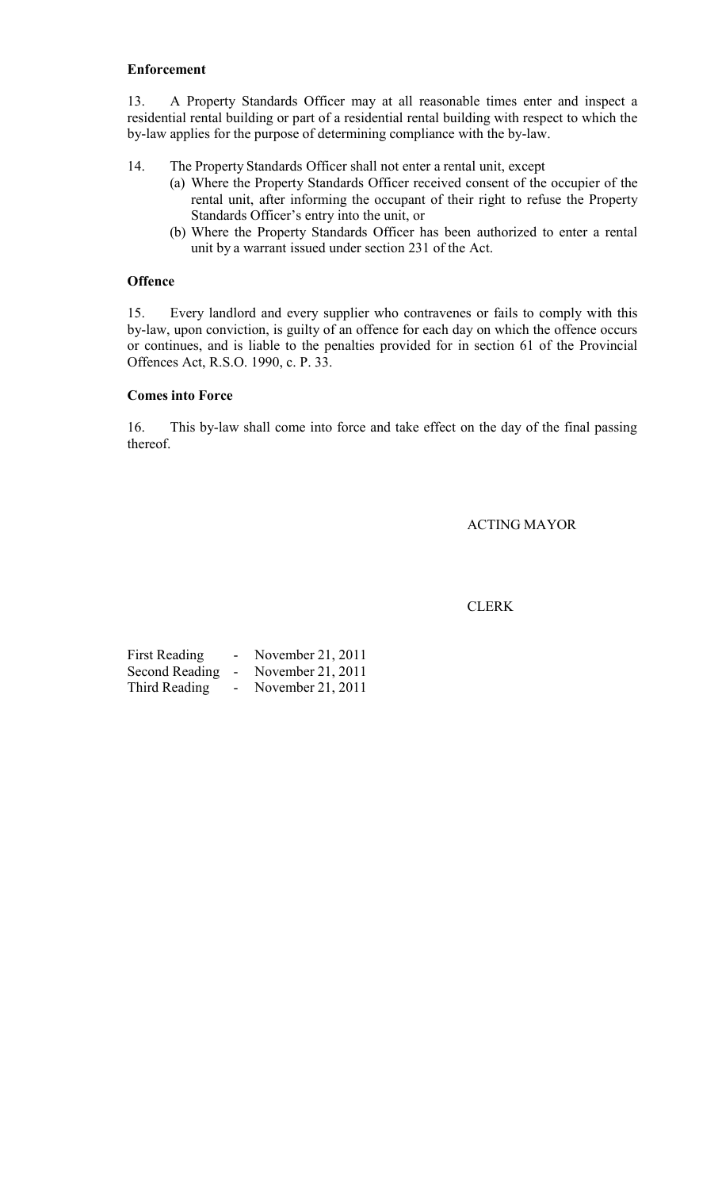**Enforcement**

13. A Property Standards Officer may at all reasonable times enter and inspect a residential rental building or part of a residential rental building with respect to which the by-law applies for the purpose of determining compliance with the by-law.

14. The Property Standards Officer shall not enter a rental unit, except
  - (a) Where the Property Standards Officer received consent of the occupier of the rental unit, after informing the occupant of their right to refuse the Property Standards Officer's entry into the unit, or
  - (b) Where the Property Standards Officer has been authorized to enter a rental unit by a warrant issued under section 231 of the Act.

**Offence**

15. Every landlord and every supplier who contravenes or fails to comply with this by-law, upon conviction, is guilty of an offence for each day on which the offence occurs or continues, and is liable to the penalties provided for in section 61 of the Provincial Offences Act, R.S.O. 1990, c. P. 33.

**Comes into Force**

16. This by-law shall come into force and take effect on the day of the final passing thereof.

ACTING MAYOR

CLERK

| | | |
|---|---|---|
| First Reading | - | November 21, 2011 |
| Second Reading | - | November 21, 2011 |
| Third Reading | - | November 21, 2011 |